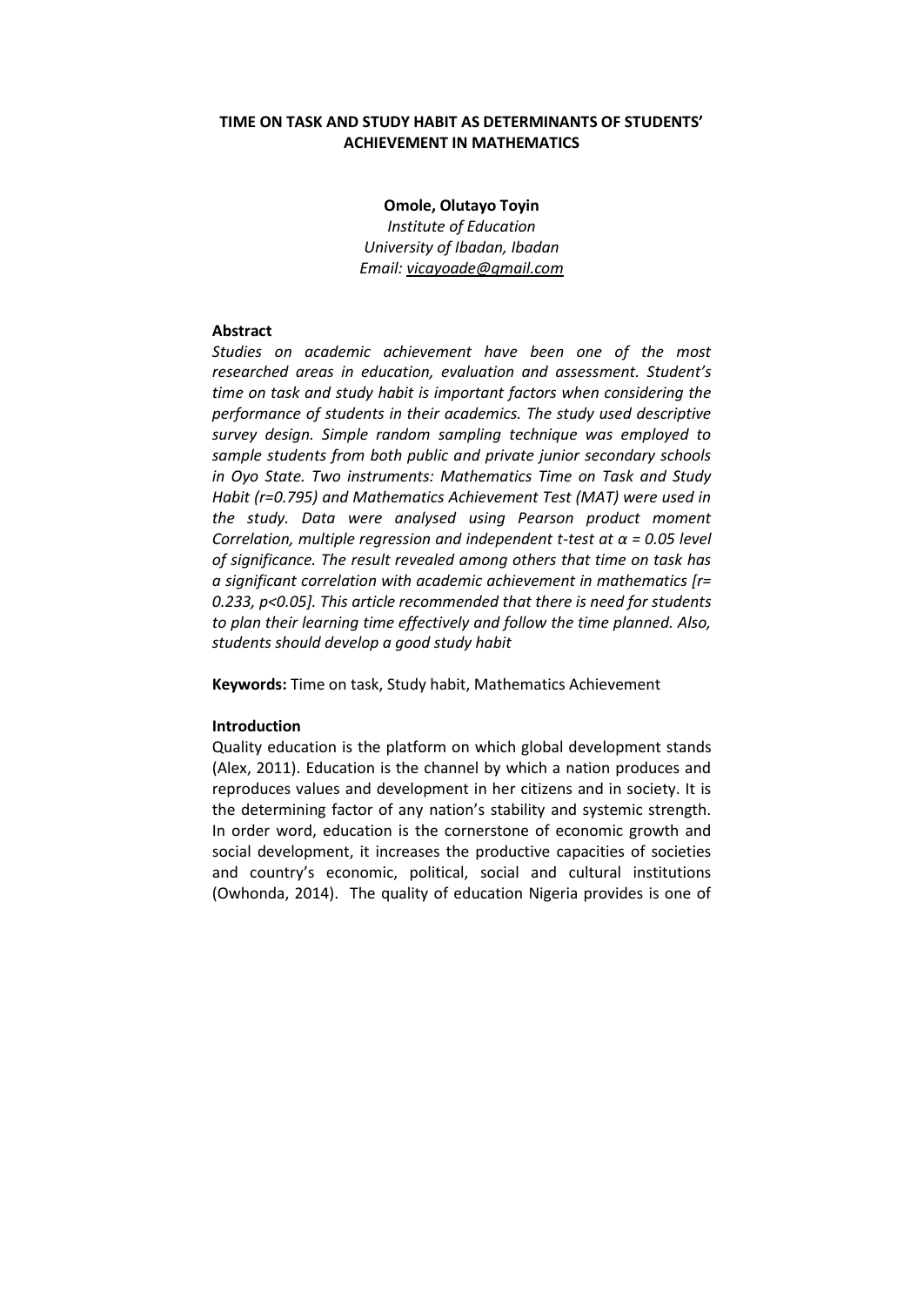# TIME ON TASK AND STUDY HABIT AS DETERMINANTS OF STUDENTS' ACHIEVEMENT IN MATHEMATICS

**Omole, Olutayo Toyin**
*Institute of Education*
*University of Ibadan, Ibadan*
*Email: vicayoade@gmail.com*

**Abstract**

*Studies on academic achievement have been one of the most researched areas in education, evaluation and assessment. Student's time on task and study habit is important factors when considering the performance of students in their academics. The study used descriptive survey design. Simple random sampling technique was employed to sample students from both public and private junior secondary schools in Oyo State. Two instruments: Mathematics Time on Task and Study Habit (r=0.795) and Mathematics Achievement Test (MAT) were used in the study. Data were analysed using Pearson product moment Correlation, multiple regression and independent t-test at $\alpha = 0.05$ level of significance. The result revealed among others that time on task has a significant correlation with academic achievement in mathematics [$r = 0.233$, $p<0.05$]. This article recommended that there is need for students to plan their learning time effectively and follow the time planned. Also, students should develop a good study habit*

**Keywords:** Time on task, Study habit, Mathematics Achievement

## Introduction

Quality education is the platform on which global development stands (Alex, 2011). Education is the channel by which a nation produces and reproduces values and development in her citizens and in society. It is the determining factor of any nation's stability and systemic strength. In order word, education is the cornerstone of economic growth and social development, it increases the productive capacities of societies and country's economic, political, social and cultural institutions (Owhonda, 2014). The quality of education Nigeria provides is one of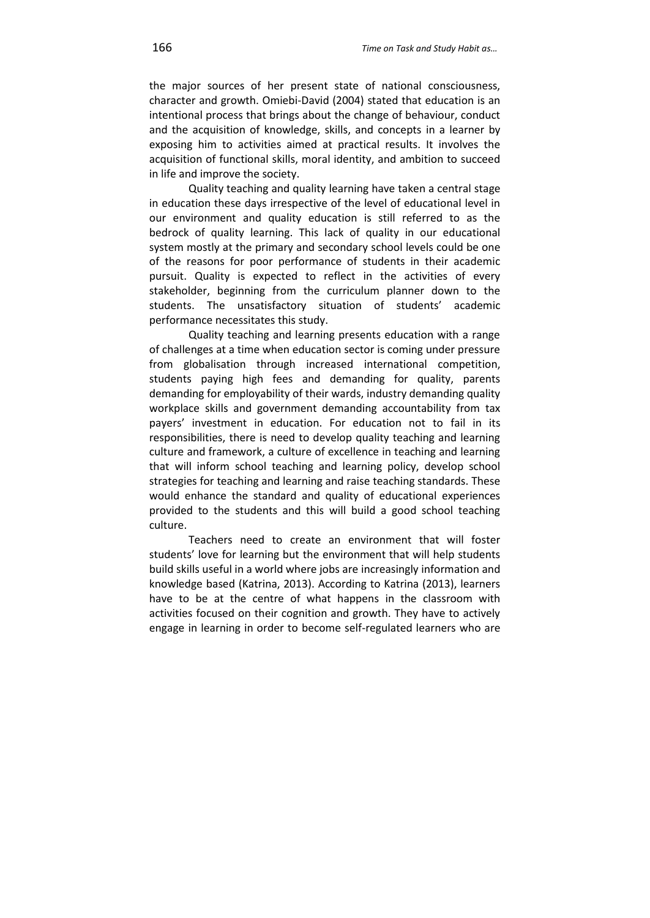the major sources of her present state of national consciousness, character and growth. Omiebi-David (2004) stated that education is an intentional process that brings about the change of behaviour, conduct and the acquisition of knowledge, skills, and concepts in a learner by exposing him to activities aimed at practical results. It involves the acquisition of functional skills, moral identity, and ambition to succeed in life and improve the society.

Quality teaching and quality learning have taken a central stage in education these days irrespective of the level of educational level in our environment and quality education is still referred to as the bedrock of quality learning. This lack of quality in our educational system mostly at the primary and secondary school levels could be one of the reasons for poor performance of students in their academic pursuit. Quality is expected to reflect in the activities of every stakeholder, beginning from the curriculum planner down to the students. The unsatisfactory situation of students' academic performance necessitates this study.

Quality teaching and learning presents education with a range of challenges at a time when education sector is coming under pressure from globalisation through increased international competition, students paying high fees and demanding for quality, parents demanding for employability of their wards, industry demanding quality workplace skills and government demanding accountability from tax payers' investment in education. For education not to fail in its responsibilities, there is need to develop quality teaching and learning culture and framework, a culture of excellence in teaching and learning that will inform school teaching and learning policy, develop school strategies for teaching and learning and raise teaching standards. These would enhance the standard and quality of educational experiences provided to the students and this will build a good school teaching culture.

Teachers need to create an environment that will foster students' love for learning but the environment that will help students build skills useful in a world where jobs are increasingly information and knowledge based (Katrina, 2013). According to Katrina (2013), learners have to be at the centre of what happens in the classroom with activities focused on their cognition and growth. They have to actively engage in learning in order to become self-regulated learners who are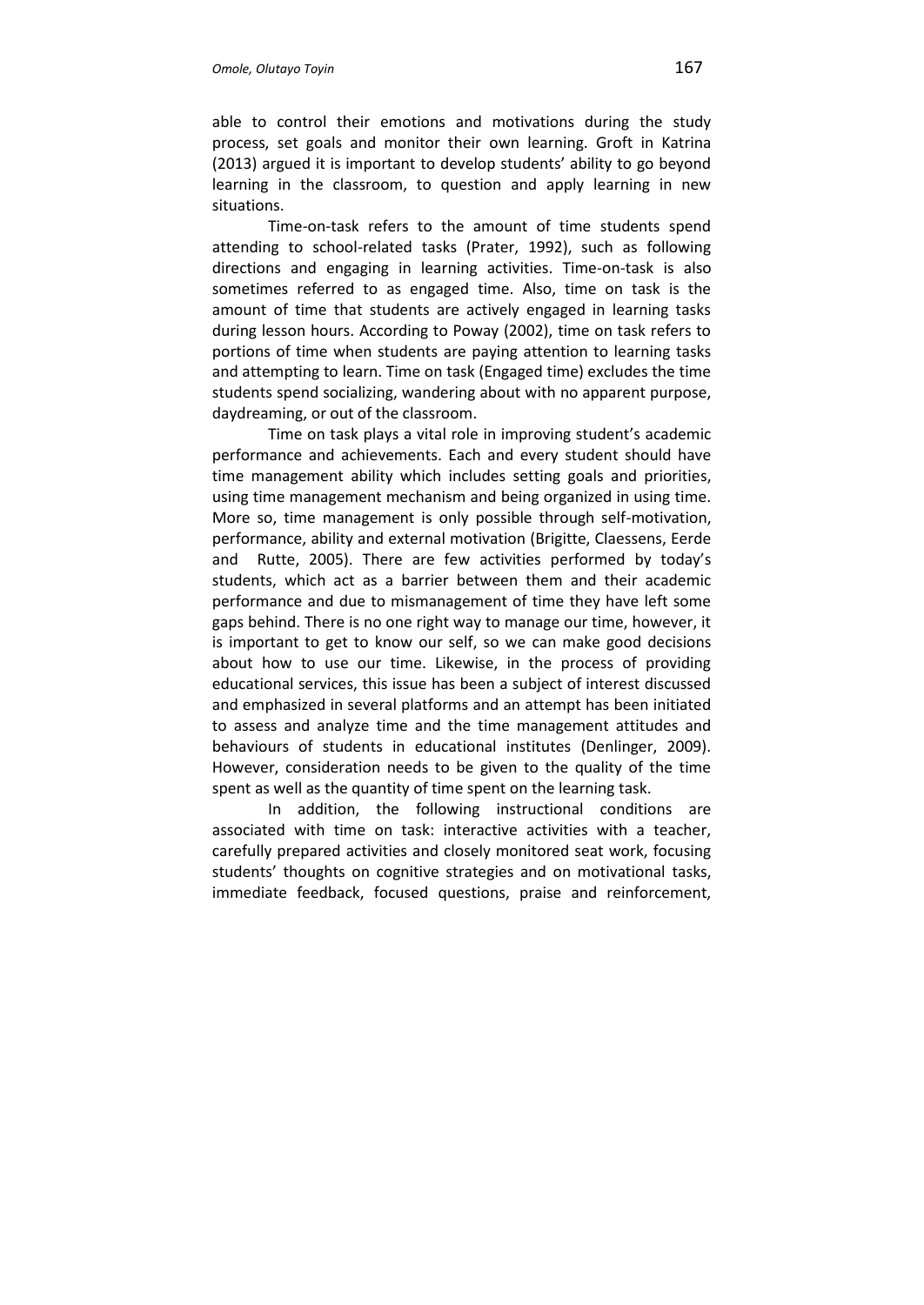able to control their emotions and motivations during the study process, set goals and monitor their own learning. Groft in Katrina (2013) argued it is important to develop students' ability to go beyond learning in the classroom, to question and apply learning in new situations.

Time-on-task refers to the amount of time students spend attending to school-related tasks (Prater, 1992), such as following directions and engaging in learning activities. Time-on-task is also sometimes referred to as engaged time. Also, time on task is the amount of time that students are actively engaged in learning tasks during lesson hours. According to Poway (2002), time on task refers to portions of time when students are paying attention to learning tasks and attempting to learn. Time on task (Engaged time) excludes the time students spend socializing, wandering about with no apparent purpose, daydreaming, or out of the classroom.

Time on task plays a vital role in improving student's academic performance and achievements. Each and every student should have time management ability which includes setting goals and priorities, using time management mechanism and being organized in using time. More so, time management is only possible through self-motivation, performance, ability and external motivation (Brigitte, Claessens, Eerde and Rutte, 2005). There are few activities performed by today's students, which act as a barrier between them and their academic performance and due to mismanagement of time they have left some gaps behind. There is no one right way to manage our time, however, it is important to get to know our self, so we can make good decisions about how to use our time. Likewise, in the process of providing educational services, this issue has been a subject of interest discussed and emphasized in several platforms and an attempt has been initiated to assess and analyze time and the time management attitudes and behaviours of students in educational institutes (Denlinger, 2009). However, consideration needs to be given to the quality of the time spent as well as the quantity of time spent on the learning task.

In addition, the following instructional conditions are associated with time on task: interactive activities with a teacher, carefully prepared activities and closely monitored seat work, focusing students' thoughts on cognitive strategies and on motivational tasks, immediate feedback, focused questions, praise and reinforcement,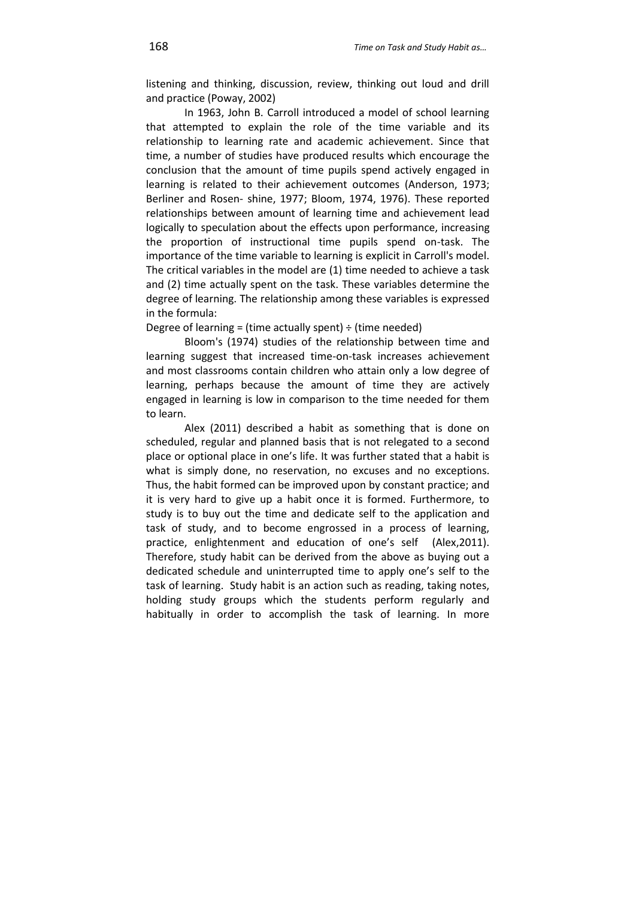listening and thinking, discussion, review, thinking out loud and drill and practice (Poway, 2002)

In 1963, John B. Carroll introduced a model of school learning that attempted to explain the role of the time variable and its relationship to learning rate and academic achievement. Since that time, a number of studies have produced results which encourage the conclusion that the amount of time pupils spend actively engaged in learning is related to their achievement outcomes (Anderson, 1973; Berliner and Rosen- shine, 1977; Bloom, 1974, 1976). These reported relationships between amount of learning time and achievement lead logically to speculation about the effects upon performance, increasing the proportion of instructional time pupils spend on-task. The importance of the time variable to learning is explicit in Carroll's model. The critical variables in the model are (1) time needed to achieve a task and (2) time actually spent on the task. These variables determine the degree of learning. The relationship among these variables is expressed in the formula:

Degree of learning = (time actually spent) ÷ (time needed)

Bloom's (1974) studies of the relationship between time and learning suggest that increased time-on-task increases achievement and most classrooms contain children who attain only a low degree of learning, perhaps because the amount of time they are actively engaged in learning is low in comparison to the time needed for them to learn.

Alex (2011) described a habit as something that is done on scheduled, regular and planned basis that is not relegated to a second place or optional place in one's life. It was further stated that a habit is what is simply done, no reservation, no excuses and no exceptions. Thus, the habit formed can be improved upon by constant practice; and it is very hard to give up a habit once it is formed. Furthermore, to study is to buy out the time and dedicate self to the application and task of study, and to become engrossed in a process of learning, practice, enlightenment and education of one's self (Alex,2011). Therefore, study habit can be derived from the above as buying out a dedicated schedule and uninterrupted time to apply one's self to the task of learning. Study habit is an action such as reading, taking notes, holding study groups which the students perform regularly and habitually in order to accomplish the task of learning. In more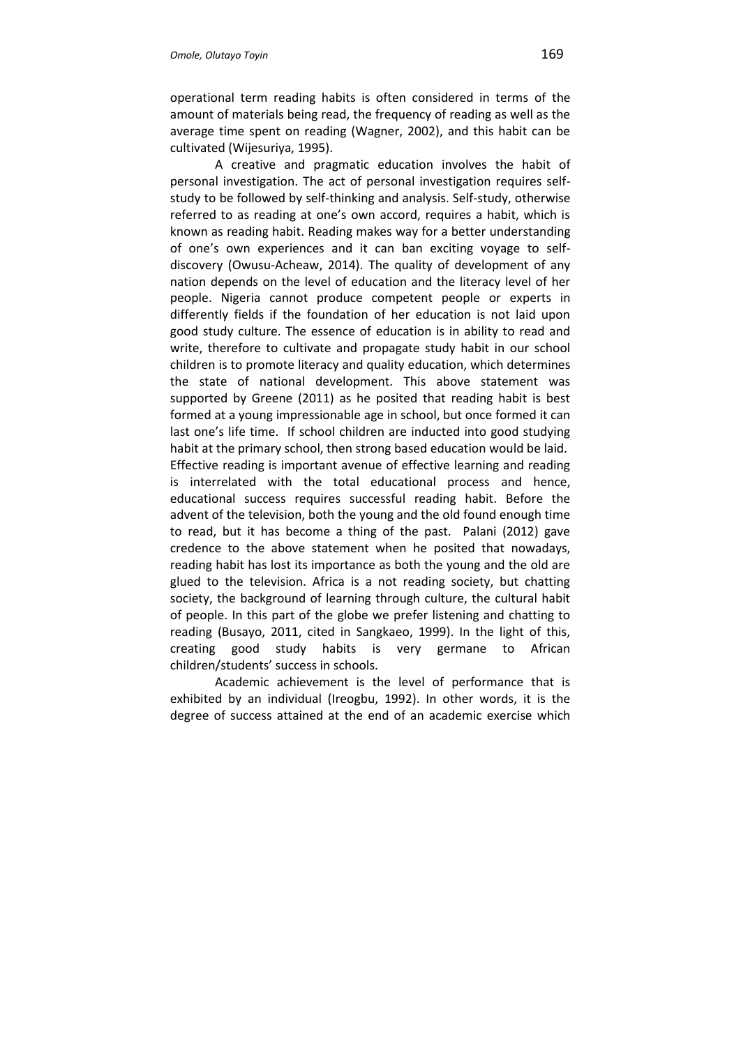operational term reading habits is often considered in terms of the amount of materials being read, the frequency of reading as well as the average time spent on reading (Wagner, 2002), and this habit can be cultivated (Wijesuriya, 1995).

A creative and pragmatic education involves the habit of personal investigation. The act of personal investigation requires self-study to be followed by self-thinking and analysis. Self-study, otherwise referred to as reading at one's own accord, requires a habit, which is known as reading habit. Reading makes way for a better understanding of one's own experiences and it can ban exciting voyage to self-discovery (Owusu-Acheaw, 2014). The quality of development of any nation depends on the level of education and the literacy level of her people. Nigeria cannot produce competent people or experts in differently fields if the foundation of her education is not laid upon good study culture. The essence of education is in ability to read and write, therefore to cultivate and propagate study habit in our school children is to promote literacy and quality education, which determines the state of national development. This above statement was supported by Greene (2011) as he posited that reading habit is best formed at a young impressionable age in school, but once formed it can last one's life time. If school children are inducted into good studying habit at the primary school, then strong based education would be laid. Effective reading is important avenue of effective learning and reading is interrelated with the total educational process and hence, educational success requires successful reading habit. Before the advent of the television, both the young and the old found enough time to read, but it has become a thing of the past. Palani (2012) gave credence to the above statement when he posited that nowadays, reading habit has lost its importance as both the young and the old are glued to the television. Africa is a not reading society, but chatting society, the background of learning through culture, the cultural habit of people. In this part of the globe we prefer listening and chatting to reading (Busayo, 2011, cited in Sangkaeo, 1999). In the light of this, creating good study habits is very germane to African children/students' success in schools.

Academic achievement is the level of performance that is exhibited by an individual (Ireogbu, 1992). In other words, it is the degree of success attained at the end of an academic exercise which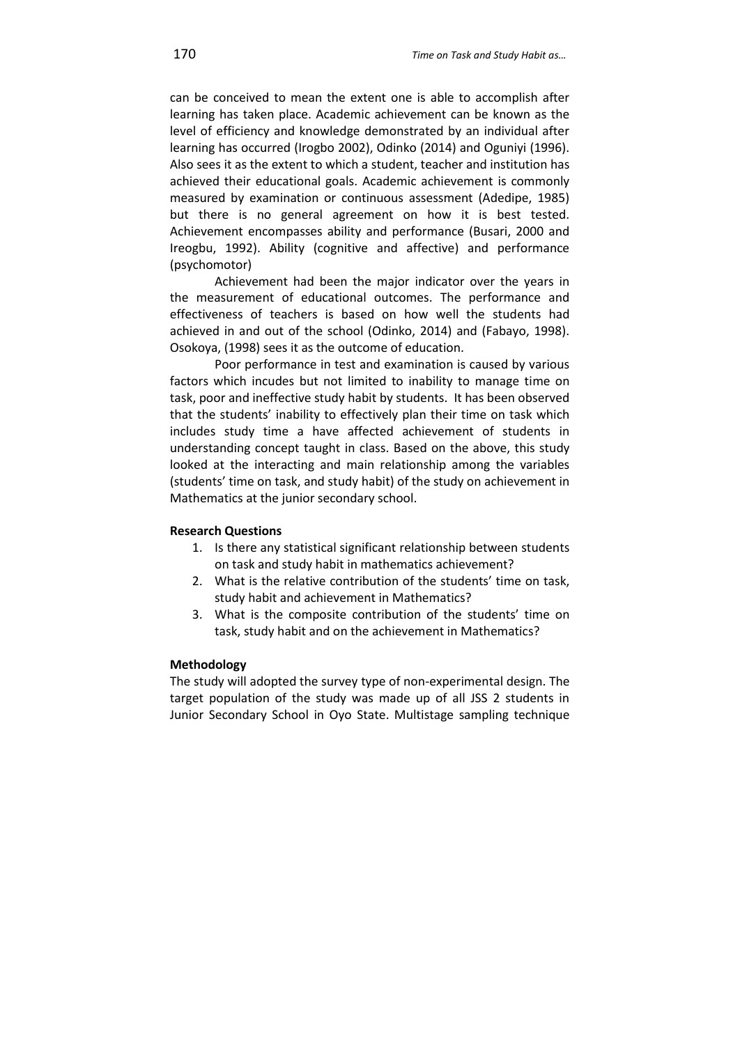can be conceived to mean the extent one is able to accomplish after learning has taken place. Academic achievement can be known as the level of efficiency and knowledge demonstrated by an individual after learning has occurred (Irogbo 2002), Odinko (2014) and Oguniyi (1996). Also sees it as the extent to which a student, teacher and institution has achieved their educational goals. Academic achievement is commonly measured by examination or continuous assessment (Adedipe, 1985) but there is no general agreement on how it is best tested. Achievement encompasses ability and performance (Busari, 2000 and Ireogbu, 1992). Ability (cognitive and affective) and performance (psychomotor)

Achievement had been the major indicator over the years in the measurement of educational outcomes. The performance and effectiveness of teachers is based on how well the students had achieved in and out of the school (Odinko, 2014) and (Fabayo, 1998). Osokoya, (1998) sees it as the outcome of education.

Poor performance in test and examination is caused by various factors which incudes but not limited to inability to manage time on task, poor and ineffective study habit by students. It has been observed that the students' inability to effectively plan their time on task which includes study time a have affected achievement of students in understanding concept taught in class. Based on the above, this study looked at the interacting and main relationship among the variables (students' time on task, and study habit) of the study on achievement in Mathematics at the junior secondary school.

**Research Questions**

1. Is there any statistical significant relationship between students on task and study habit in mathematics achievement?
2. What is the relative contribution of the students' time on task, study habit and achievement in Mathematics?
3. What is the composite contribution of the students' time on task, study habit and on the achievement in Mathematics?

**Methodology**

The study will adopted the survey type of non-experimental design. The target population of the study was made up of all JSS 2 students in Junior Secondary School in Oyo State. Multistage sampling technique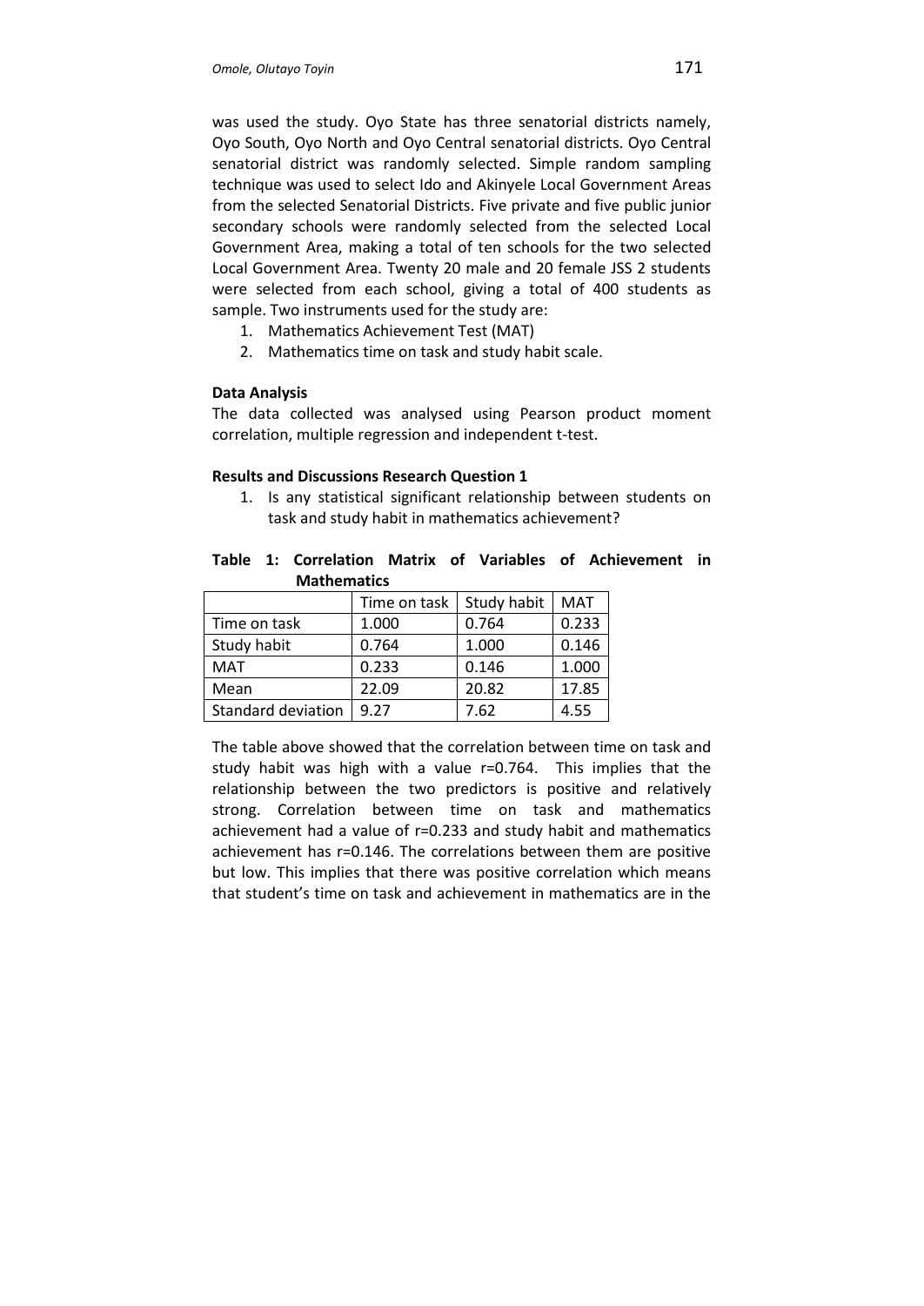was used the study. Oyo State has three senatorial districts namely, Oyo South, Oyo North and Oyo Central senatorial districts. Oyo Central senatorial district was randomly selected. Simple random sampling technique was used to select Ido and Akinyele Local Government Areas from the selected Senatorial Districts. Five private and five public junior secondary schools were randomly selected from the selected Local Government Area, making a total of ten schools for the two selected Local Government Area. Twenty 20 male and 20 female JSS 2 students were selected from each school, giving a total of 400 students as sample. Two instruments used for the study are:

1. Mathematics Achievement Test (MAT)
2. Mathematics time on task and study habit scale.

**Data Analysis**

The data collected was analysed using Pearson product moment correlation, multiple regression and independent t-test.

**Results and Discussions Research Question 1**

1. Is any statistical significant relationship between students on task and study habit in mathematics achievement?

**Table 1: Correlation Matrix of Variables of Achievement in Mathematics**

| | Time on task | Study habit | MAT |
|---|---|---|---|
| Time on task | 1.000 | 0.764 | 0.233 |
| Study habit | 0.764 | 1.000 | 0.146 |
| MAT | 0.233 | 0.146 | 1.000 |
| Mean | 22.09 | 20.82 | 17.85 |
| Standard deviation | 9.27 | 7.62 | 4.55 |

The table above showed that the correlation between time on task and study habit was high with a value r=0.764. This implies that the relationship between the two predictors is positive and relatively strong. Correlation between time on task and mathematics achievement had a value of r=0.233 and study habit and mathematics achievement has r=0.146. The correlations between them are positive but low. This implies that there was positive correlation which means that student's time on task and achievement in mathematics are in the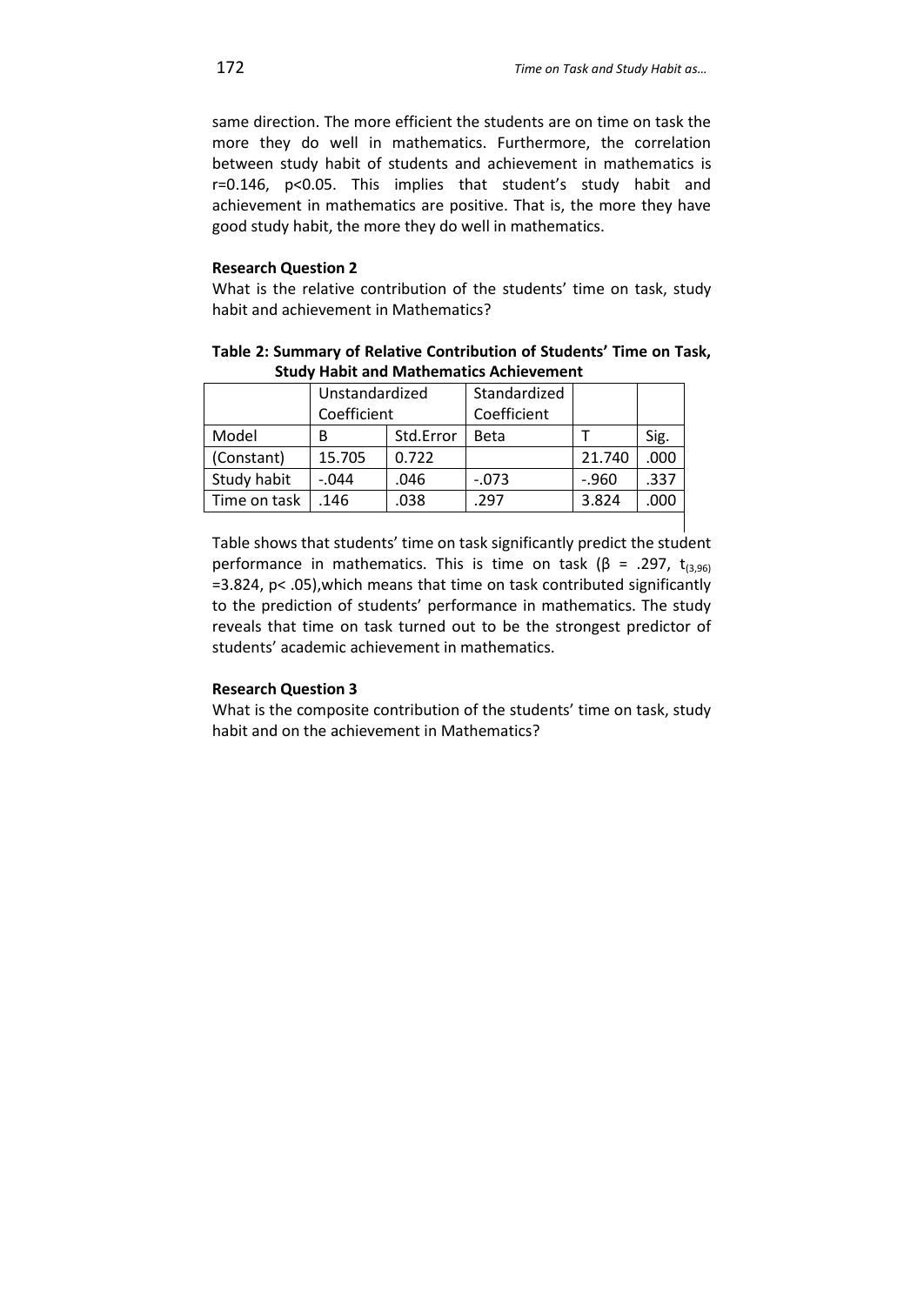same direction. The more efficient the students are on time on task the more they do well in mathematics. Furthermore, the correlation between study habit of students and achievement in mathematics is $r=0.146$, $p<0.05$. This implies that student's study habit and achievement in mathematics are positive. That is, the more they have good study habit, the more they do well in mathematics.

**Research Question 2**

What is the relative contribution of the students' time on task, study habit and achievement in Mathematics?

**Table 2: Summary of Relative Contribution of Students' Time on Task, Study Habit and Mathematics Achievement**

| | Unstandardized Coefficient | | Standardized Coefficient | | |
|---|---|---|---|---|---|
| Model | B | Std.Error | Beta | T | Sig. |
| (Constant) | 15.705 | 0.722 | | 21.740 | .000 |
| Study habit | -.044 | .046 | -.073 | -.960 | .337 |
| Time on task | .146 | .038 | .297 | 3.824 | .000 |

Table shows that students' time on task significantly predict the student performance in mathematics. This is time on task ($\beta = .297$, $t_{(3,96)} = 3.824$, $p < .05$),which means that time on task contributed significantly to the prediction of students' performance in mathematics. The study reveals that time on task turned out to be the strongest predictor of students' academic achievement in mathematics.

**Research Question 3**

What is the composite contribution of the students' time on task, study habit and on the achievement in Mathematics?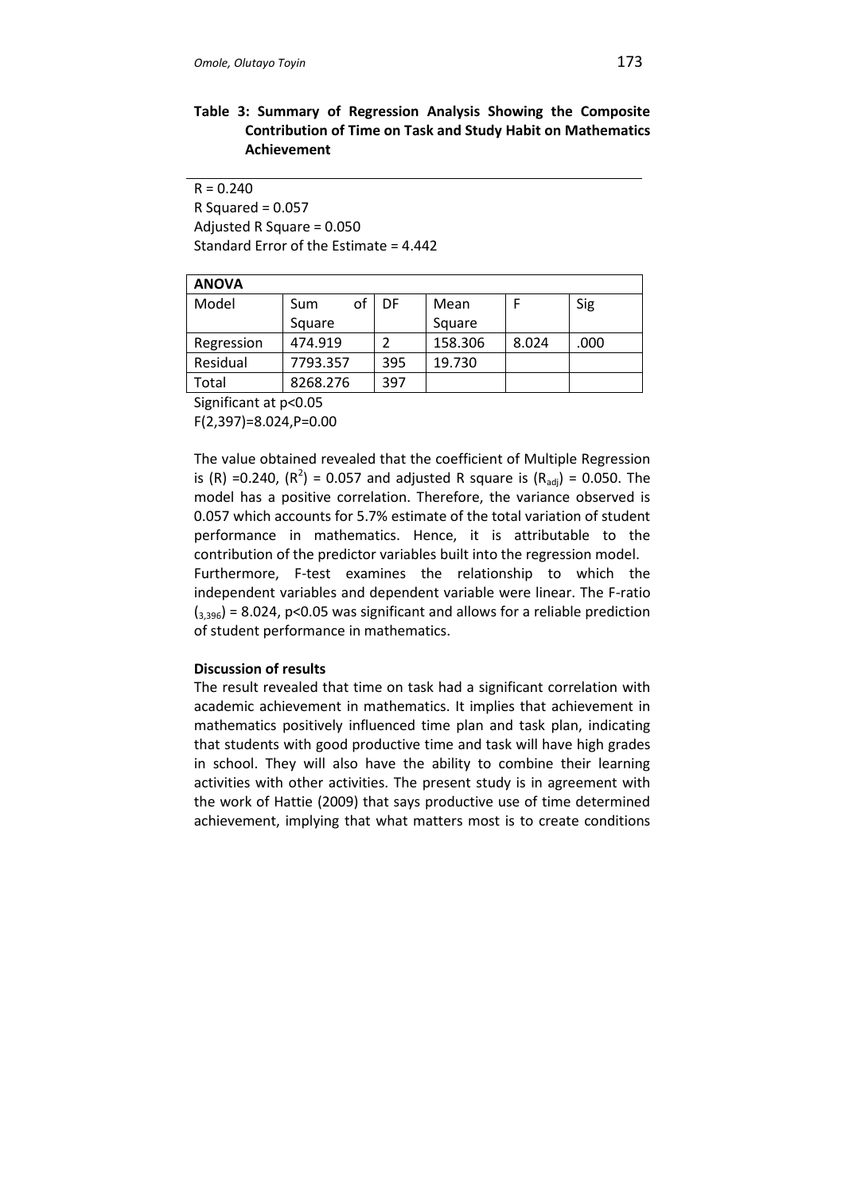**Table 3: Summary of Regression Analysis Showing the Composite Contribution of Time on Task and Study Habit on Mathematics Achievement**

R = 0.240
R Squared = 0.057
Adjusted R Square = 0.050
Standard Error of the Estimate = 4.442

| **ANOVA** | | | | | |
|---|---|---|---|---|---|
| Model | Sum of Square | DF | Mean Square | F | Sig |
| Regression | 474.919 | 2 | 158.306 | 8.024 | .000 |
| Residual | 7793.357 | 395 | 19.730 | | |
| Total | 8268.276 | 397 | | | |

Significant at $p<0.05$
$F(2,397)=8.024, P=0.00$

The value obtained revealed that the coefficient of Multiple Regression is (R) =0.240, ($R^2$) = 0.057 and adjusted R square is ($R_{adj}$) = 0.050. The model has a positive correlation. Therefore, the variance observed is 0.057 which accounts for 5.7% estimate of the total variation of student performance in mathematics. Hence, it is attributable to the contribution of the predictor variables built into the regression model.
Furthermore, F-test examines the relationship to which the independent variables and dependent variable were linear. The F-ratio $(_{3,396})$ = 8.024, $p<0.05$ was significant and allows for a reliable prediction of student performance in mathematics.

**Discussion of results**

The result revealed that time on task had a significant correlation with academic achievement in mathematics. It implies that achievement in mathematics positively influenced time plan and task plan, indicating that students with good productive time and task will have high grades in school. They will also have the ability to combine their learning activities with other activities. The present study is in agreement with the work of Hattie (2009) that says productive use of time determined achievement, implying that what matters most is to create conditions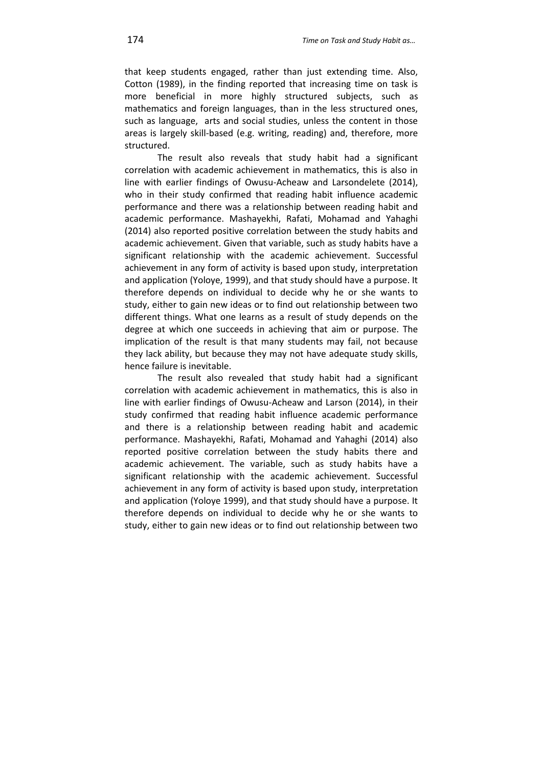that keep students engaged, rather than just extending time. Also, Cotton (1989), in the finding reported that increasing time on task is more beneficial in more highly structured subjects, such as mathematics and foreign languages, than in the less structured ones, such as language, arts and social studies, unless the content in those areas is largely skill-based (e.g. writing, reading) and, therefore, more structured.

The result also reveals that study habit had a significant correlation with academic achievement in mathematics, this is also in line with earlier findings of Owusu-Acheaw and Larsondelete (2014), who in their study confirmed that reading habit influence academic performance and there was a relationship between reading habit and academic performance. Mashayekhi, Rafati, Mohamad and Yahaghi (2014) also reported positive correlation between the study habits and academic achievement. Given that variable, such as study habits have a significant relationship with the academic achievement. Successful achievement in any form of activity is based upon study, interpretation and application (Yoloye, 1999), and that study should have a purpose. It therefore depends on individual to decide why he or she wants to study, either to gain new ideas or to find out relationship between two different things. What one learns as a result of study depends on the degree at which one succeeds in achieving that aim or purpose. The implication of the result is that many students may fail, not because they lack ability, but because they may not have adequate study skills, hence failure is inevitable.

The result also revealed that study habit had a significant correlation with academic achievement in mathematics, this is also in line with earlier findings of Owusu-Acheaw and Larson (2014), in their study confirmed that reading habit influence academic performance and there is a relationship between reading habit and academic performance. Mashayekhi, Rafati, Mohamad and Yahaghi (2014) also reported positive correlation between the study habits there and academic achievement. The variable, such as study habits have a significant relationship with the academic achievement. Successful achievement in any form of activity is based upon study, interpretation and application (Yoloye 1999), and that study should have a purpose. It therefore depends on individual to decide why he or she wants to study, either to gain new ideas or to find out relationship between two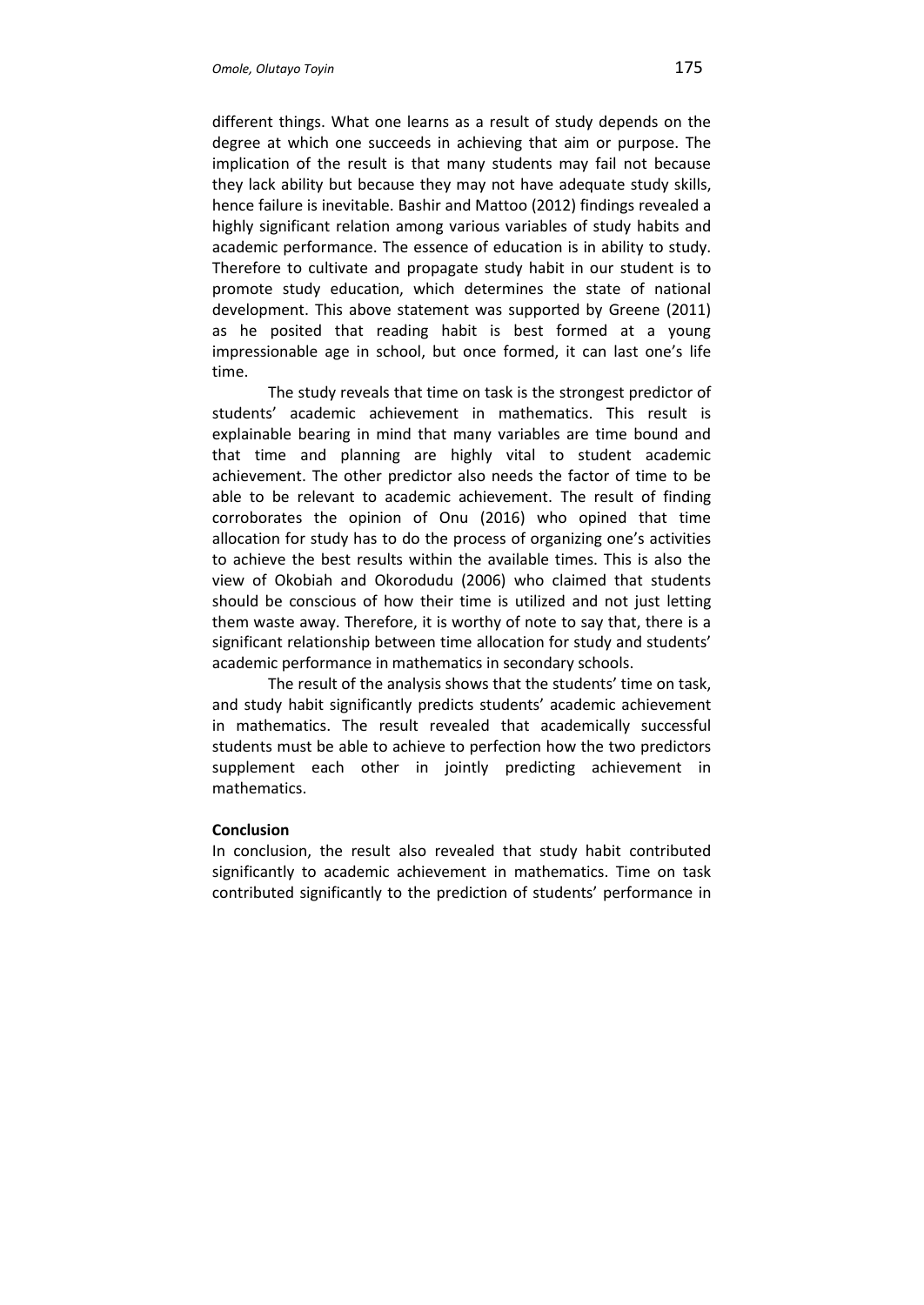different things. What one learns as a result of study depends on the degree at which one succeeds in achieving that aim or purpose. The implication of the result is that many students may fail not because they lack ability but because they may not have adequate study skills, hence failure is inevitable. Bashir and Mattoo (2012) findings revealed a highly significant relation among various variables of study habits and academic performance. The essence of education is in ability to study. Therefore to cultivate and propagate study habit in our student is to promote study education, which determines the state of national development. This above statement was supported by Greene (2011) as he posited that reading habit is best formed at a young impressionable age in school, but once formed, it can last one's life time.

The study reveals that time on task is the strongest predictor of students' academic achievement in mathematics. This result is explainable bearing in mind that many variables are time bound and that time and planning are highly vital to student academic achievement. The other predictor also needs the factor of time to be able to be relevant to academic achievement. The result of finding corroborates the opinion of Onu (2016) who opined that time allocation for study has to do the process of organizing one's activities to achieve the best results within the available times. This is also the view of Okobiah and Okorodudu (2006) who claimed that students should be conscious of how their time is utilized and not just letting them waste away. Therefore, it is worthy of note to say that, there is a significant relationship between time allocation for study and students' academic performance in mathematics in secondary schools.

The result of the analysis shows that the students' time on task, and study habit significantly predicts students' academic achievement in mathematics. The result revealed that academically successful students must be able to achieve to perfection how the two predictors supplement each other in jointly predicting achievement in mathematics.

**Conclusion**

In conclusion, the result also revealed that study habit contributed significantly to academic achievement in mathematics. Time on task contributed significantly to the prediction of students' performance in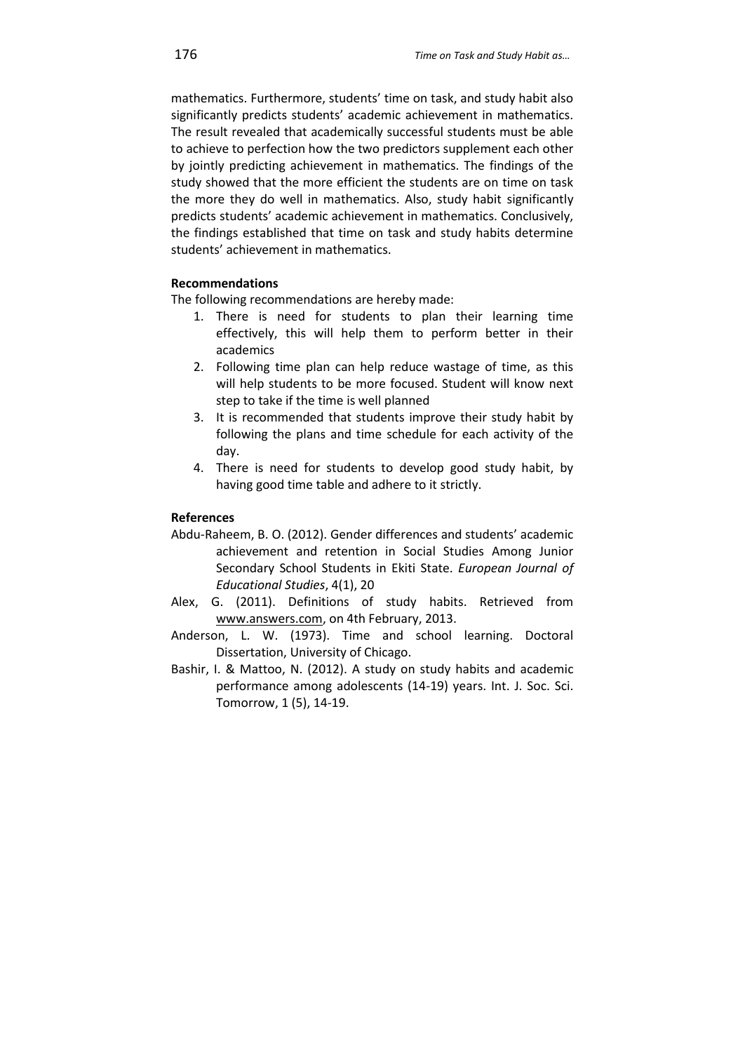mathematics. Furthermore, students' time on task, and study habit also significantly predicts students' academic achievement in mathematics. The result revealed that academically successful students must be able to achieve to perfection how the two predictors supplement each other by jointly predicting achievement in mathematics. The findings of the study showed that the more efficient the students are on time on task the more they do well in mathematics. Also, study habit significantly predicts students' academic achievement in mathematics. Conclusively, the findings established that time on task and study habits determine students' achievement in mathematics.

**Recommendations**

The following recommendations are hereby made:

1. There is need for students to plan their learning time effectively, this will help them to perform better in their academics
2. Following time plan can help reduce wastage of time, as this will help students to be more focused. Student will know next step to take if the time is well planned
3. It is recommended that students improve their study habit by following the plans and time schedule for each activity of the day.
4. There is need for students to develop good study habit, by having good time table and adhere to it strictly.

**References**

Abdu-Raheem, B. O. (2012). Gender differences and students' academic achievement and retention in Social Studies Among Junior Secondary School Students in Ekiti State. *European Journal of Educational Studies*, 4(1), 20

Alex, G. (2011). Definitions of study habits. Retrieved from www.answers.com, on 4th February, 2013.

Anderson, L. W. (1973). Time and school learning. Doctoral Dissertation, University of Chicago.

Bashir, I. & Mattoo, N. (2012). A study on study habits and academic performance among adolescents (14-19) years. Int. J. Soc. Sci. Tomorrow, 1 (5), 14-19.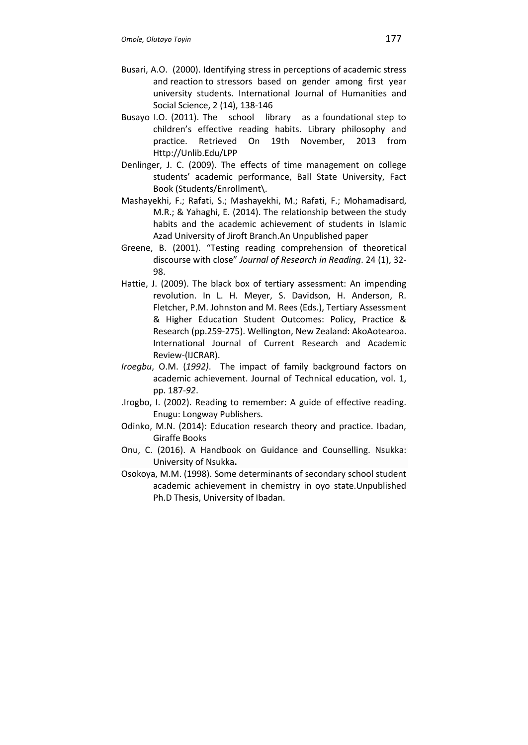Busari, A.O. (2000). Identifying stress in perceptions of academic stress and reaction to stressors based on gender among first year university students. International Journal of Humanities and Social Science, 2 (14), 138-146

Busayo I.O. (2011). The school library as a foundational step to children's effective reading habits. Library philosophy and practice. Retrieved On 19th November, 2013 from Http://Unlib.Edu/LPP

Denlinger, J. C. (2009). The effects of time management on college students' academic performance, Ball State University, Fact Book (Students/Enrollment\.

Mashayekhi, F.; Rafati, S.; Mashayekhi, M.; Rafati, F.; Mohamadisard, M.R.; & Yahaghi, E. (2014). The relationship between the study habits and the academic achievement of students in Islamic Azad University of Jiroft Branch.An Unpublished paper

Greene, B. (2001). "Testing reading comprehension of theoretical discourse with close" *Journal of Research in Reading*. 24 (1), 32-98.

Hattie, J. (2009). The black box of tertiary assessment: An impending revolution. In L. H. Meyer, S. Davidson, H. Anderson, R. Fletcher, P.M. Johnston and M. Rees (Eds.), Tertiary Assessment & Higher Education Student Outcomes: Policy, Practice & Research (pp.259-275). Wellington, New Zealand: AkoAotearoa. International Journal of Current Research and Academic Review-(IJCRAR).

*Iroegbu*, O.M. (*1992)*. The impact of family background factors on academic achievement. Journal of Technical education, vol. 1, pp. 187-*92*.

.Irogbo, I. (2002). Reading to remember: A guide of effective reading. Enugu: Longway Publishers.

Odinko, M.N. (2014): Education research theory and practice. Ibadan, Giraffe Books

Onu, C. (2016). A Handbook on Guidance and Counselling. Nsukka: University of Nsukka**.**

Osokoya, M.M. (1998). Some determinants of secondary school student academic achievement in chemistry in oyo state.Unpublished Ph.D Thesis, University of Ibadan.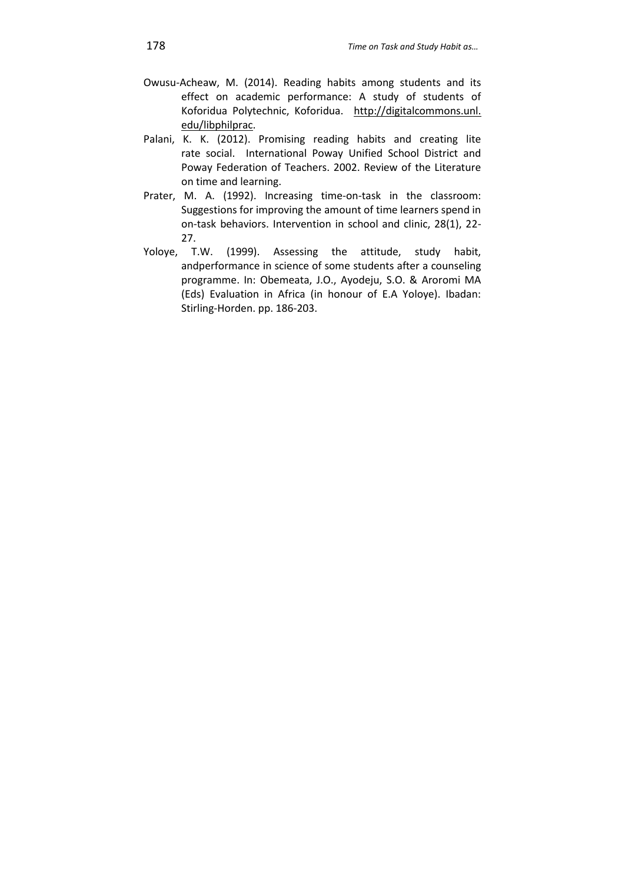Owusu-Acheaw, M. (2014). Reading habits among students and its effect on academic performance: A study of students of Koforidua Polytechnic, Koforidua. http://digitalcommons.unl.edu/libphilprac.

Palani, K. K. (2012). Promising reading habits and creating lite rate social. International Poway Unified School District and Poway Federation of Teachers. 2002. Review of the Literature on time and learning.

Prater, M. A. (1992). Increasing time-on-task in the classroom: Suggestions for improving the amount of time learners spend in on-task behaviors. Intervention in school and clinic, 28(1), 22-27.

Yoloye, T.W. (1999). Assessing the attitude, study habit, andperformance in science of some students after a counseling programme. In: Obemeata, J.O., Ayodeju, S.O. & Arorom MA (Eds) Evaluation in Africa (in honour of E.A Yoloye). Ibadan: Stirling-Horden. pp. 186-203.